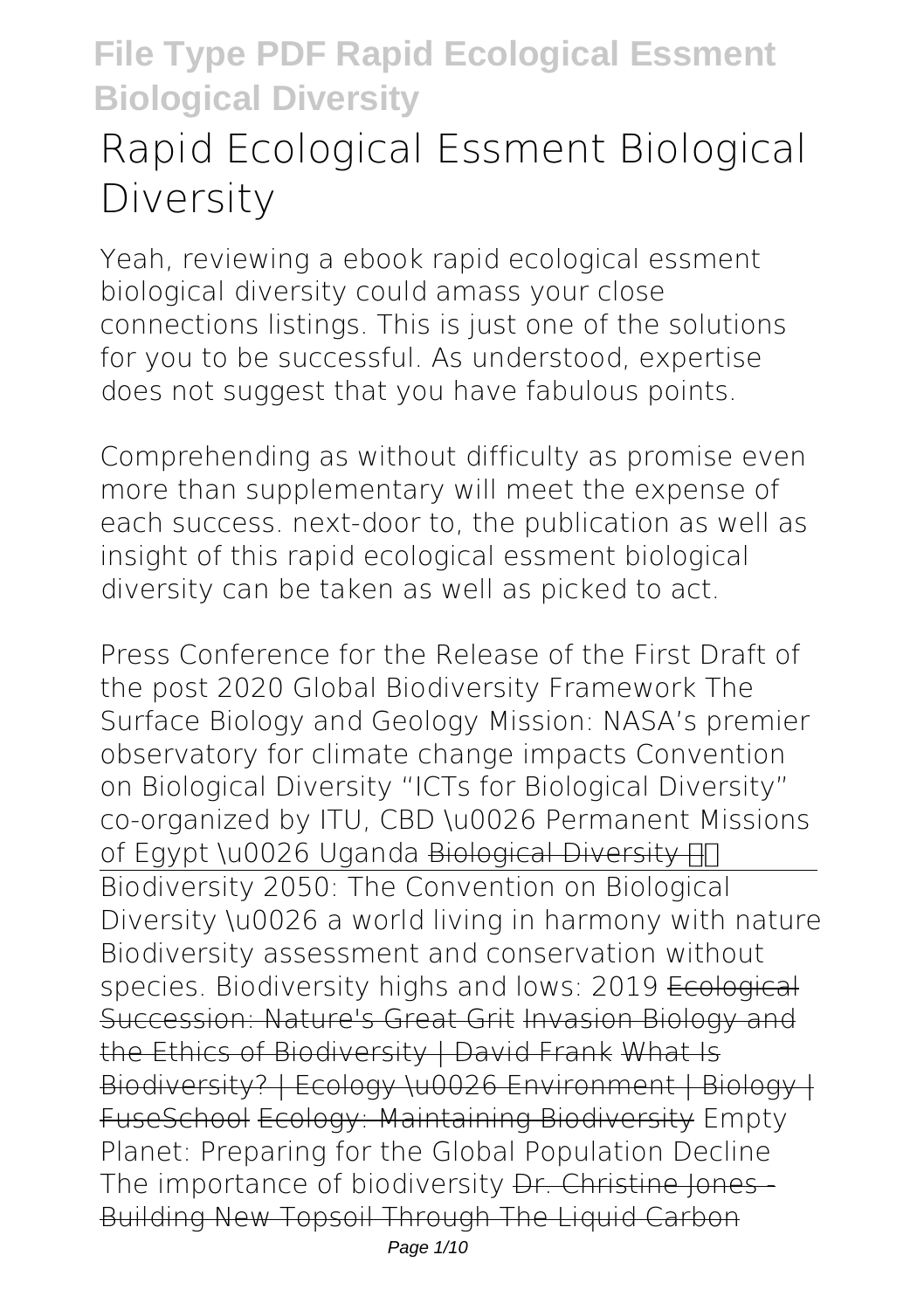# Rapid Ecological Essment Biological Diversity

Yeah, reviewing a ebook rapid ecological essment biological diversity could amass your close connections listings. This is just one of the solutions for you to be successful. As understood, expertise does not suggest that you have fabulous points.

Comprehending as without difficulty as promise even more than supplementary will meet the expense of each success. next-door to, the publication as well as insight of this rapid ecological essment biological diversity can be taken as well as picked to act.

*Press Conference for the Release of the First Draft of the post 2020 Global Biodiversity Framework* *The Surface Biology and Geology Mission: NASA's premier observatory for climate change impacts* *Convention on Biological Diversity* *"ICTs for Biological Diversity" co-organized by ITU, CBD \u0026 Permanent Missions of Egypt \u0026 Uganda* ~~Biological Diversity~~

Biodiversity 2050: The Convention on Biological Diversity \u0026 a world living in harmony with nature *Biodiversity assessment and conservation without species. Biodiversity highs and lows: 2019* ~~Ecological Succession: Nature's Great Grit~~ ~~Invasion Biology and the Ethics of Biodiversity | David Frank~~ ~~What Is Biodiversity? | Ecology \u0026 Environment | Biology | FuseSchool~~ ~~Ecology: Maintaining Biodiversity~~ *Empty Planet: Preparing for the Global Population Decline* *The importance of biodiversity* ~~Dr. Christine Jones - Building New Topsoil Through The Liquid Carbon~~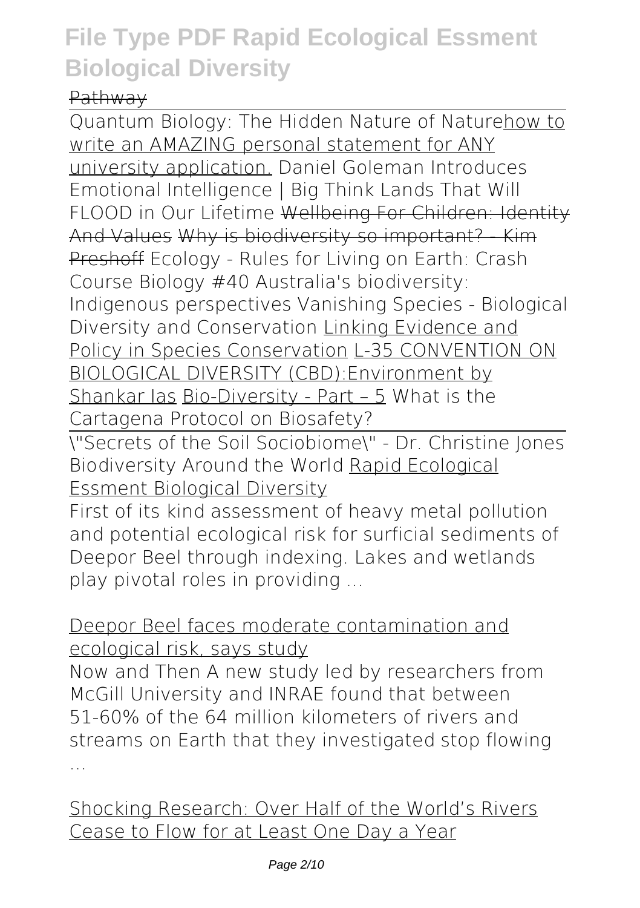Pathway

Quantum Biology: The Hidden Nature of Nature how to write an AMAZING personal statement for ANY university application. Daniel Goleman Introduces Emotional Intelligence | Big Think Lands That Will FLOOD in Our Lifetime Wellbeing For Children: Identity And Values Why is biodiversity so important? - Kim Preshoff Ecology - Rules for Living on Earth: Crash Course Biology #40 Australia's biodiversity: Indigenous perspectives Vanishing Species - Biological Diversity and Conservation Linking Evidence and Policy in Species Conservation L-35 CONVENTION ON BIOLOGICAL DIVERSITY (CBD):Environment by Shankar Ias Bio-Diversity - Part – 5 What is the Cartagena Protocol on Biosafety?

"Secrets of the Soil Sociobiome" - Dr. Christine Jones Biodiversity Around the World Rapid Ecological Essment Biological Diversity

First of its kind assessment of heavy metal pollution and potential ecological risk for surficial sediments of Deepor Beel through indexing. Lakes and wetlands play pivotal roles in providing ...

Deepor Beel faces moderate contamination and ecological risk, says study

Now and Then A new study led by researchers from McGill University and INRAE found that between 51-60% of the 64 million kilometers of rivers and streams on Earth that they investigated stop flowing ...

Shocking Research: Over Half of the World's Rivers Cease to Flow for at Least One Day a Year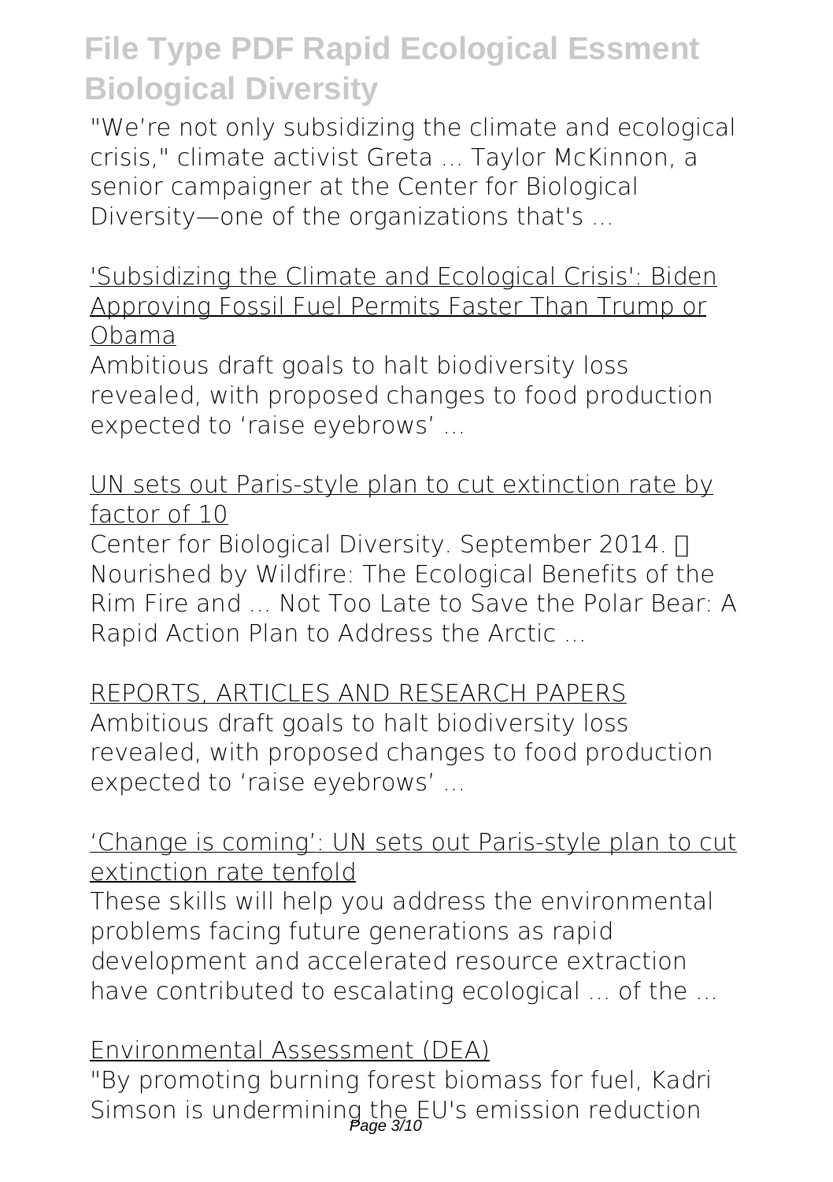"We're not only subsidizing the climate and ecological crisis," climate activist Greta ... Taylor McKinnon, a senior campaigner at the Center for Biological Diversity—one of the organizations that's ...

'Subsidizing the Climate and Ecological Crisis': Biden Approving Fossil Fuel Permits Faster Than Trump or Obama

Ambitious draft goals to halt biodiversity loss revealed, with proposed changes to food production expected to 'raise eyebrows' ...

UN sets out Paris-style plan to cut extinction rate by factor of 10

Center for Biological Diversity. September 2014. Nourished by Wildfire: The Ecological Benefits of the Rim Fire and ... Not Too Late to Save the Polar Bear: A Rapid Action Plan to Address the Arctic ...

REPORTS, ARTICLES AND RESEARCH PAPERS

Ambitious draft goals to halt biodiversity loss revealed, with proposed changes to food production expected to 'raise eyebrows' ...

'Change is coming': UN sets out Paris-style plan to cut extinction rate tenfold

These skills will help you address the environmental problems facing future generations as rapid development and accelerated resource extraction have contributed to escalating ecological ... of the ...

Environmental Assessment (DEA)

"By promoting burning forest biomass for fuel, Kadri Simson is undermining the EU's emission reduction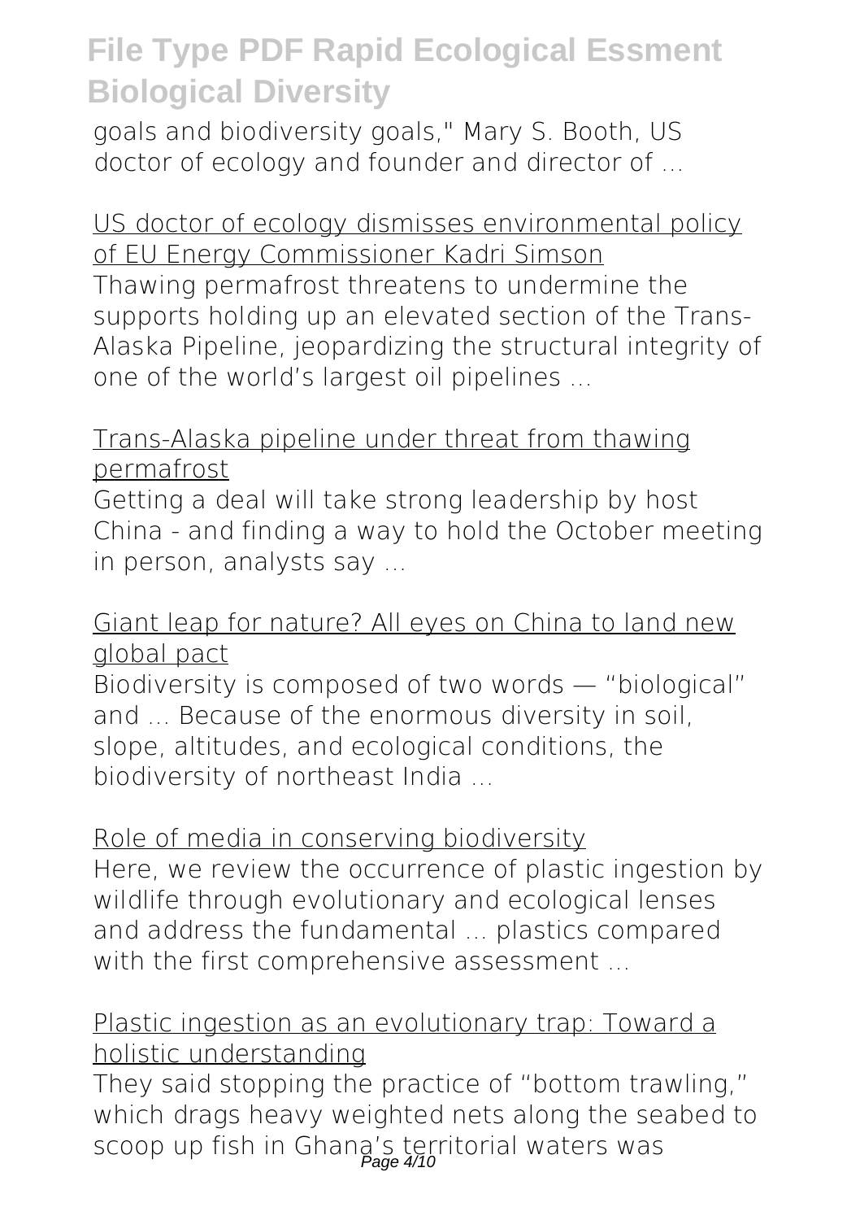goals and biodiversity goals," Mary S. Booth, US doctor of ecology and founder and director of ...

## US doctor of ecology dismisses environmental policy of EU Energy Commissioner Kadri Simson

Thawing permafrost threatens to undermine the supports holding up an elevated section of the Trans-Alaska Pipeline, jeopardizing the structural integrity of one of the world's largest oil pipelines ...

## Trans-Alaska pipeline under threat from thawing permafrost

Getting a deal will take strong leadership by host China - and finding a way to hold the October meeting in person, analysts say ...

## Giant leap for nature? All eyes on China to land new global pact

Biodiversity is composed of two words — "biological" and ... Because of the enormous diversity in soil, slope, altitudes, and ecological conditions, the biodiversity of northeast India ...

## Role of media in conserving biodiversity

Here, we review the occurrence of plastic ingestion by wildlife through evolutionary and ecological lenses and address the fundamental ... plastics compared with the first comprehensive assessment ...

## Plastic ingestion as an evolutionary trap: Toward a holistic understanding

They said stopping the practice of "bottom trawling," which drags heavy weighted nets along the seabed to scoop up fish in Ghana's territorial waters was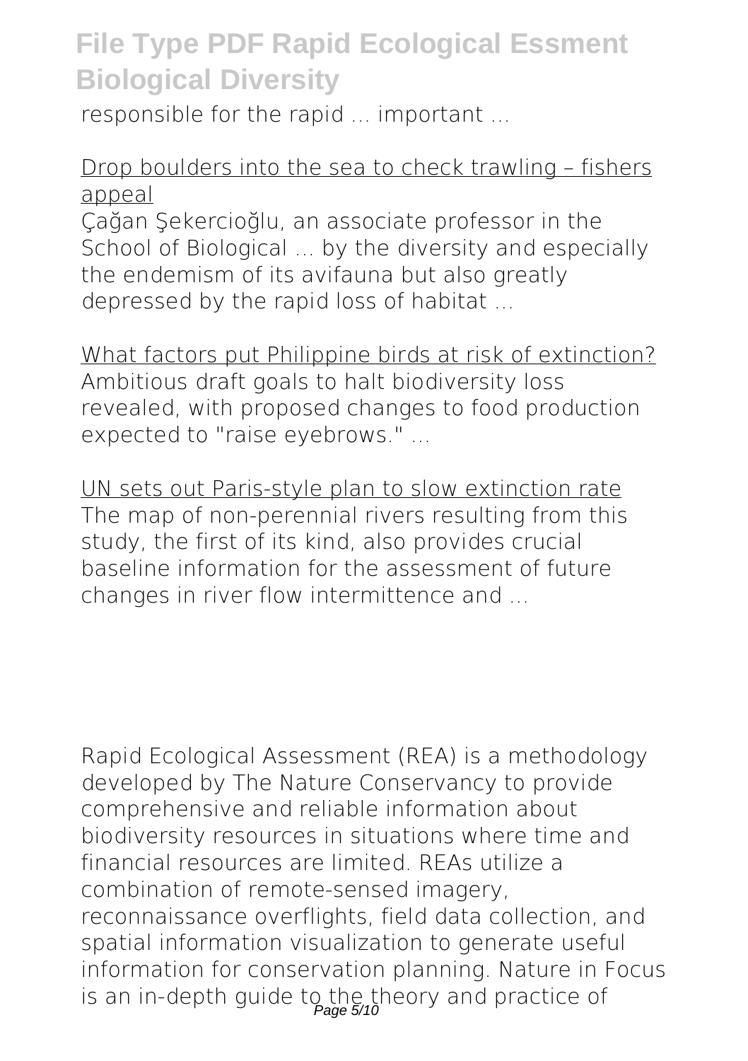responsible for the rapid ... important ...

Drop boulders into the sea to check trawling – fishers appeal

Çağan Şekercioğlu, an associate professor in the School of Biological ... by the diversity and especially the endemism of its avifauna but also greatly depressed by the rapid loss of habitat ...

What factors put Philippine birds at risk of extinction?

Ambitious draft goals to halt biodiversity loss revealed, with proposed changes to food production expected to "raise eyebrows." ...

UN sets out Paris-style plan to slow extinction rate

The map of non-perennial rivers resulting from this study, the first of its kind, also provides crucial baseline information for the assessment of future changes in river flow intermittence and ...

Rapid Ecological Assessment (REA) is a methodology developed by The Nature Conservancy to provide comprehensive and reliable information about biodiversity resources in situations where time and financial resources are limited. REAs utilize a combination of remote-sensed imagery, reconnaissance overflights, field data collection, and spatial information visualization to generate useful information for conservation planning. Nature in Focus is an in-depth guide to the theory and practice of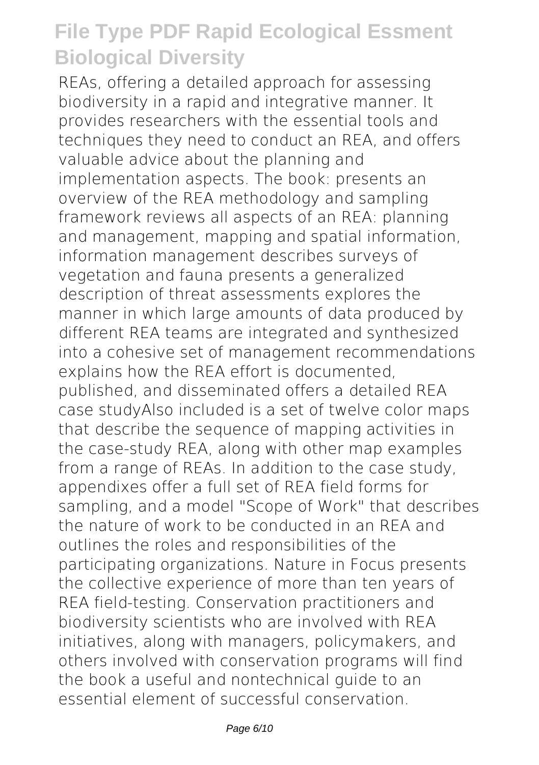REAs, offering a detailed approach for assessing biodiversity in a rapid and integrative manner. It provides researchers with the essential tools and techniques they need to conduct an REA, and offers valuable advice about the planning and implementation aspects. The book: presents an overview of the REA methodology and sampling framework reviews all aspects of an REA: planning and management, mapping and spatial information, information management describes surveys of vegetation and fauna presents a generalized description of threat assessments explores the manner in which large amounts of data produced by different REA teams are integrated and synthesized into a cohesive set of management recommendations explains how the REA effort is documented, published, and disseminated offers a detailed REA case studyAlso included is a set of twelve color maps that describe the sequence of mapping activities in the case-study REA, along with other map examples from a range of REAs. In addition to the case study, appendixes offer a full set of REA field forms for sampling, and a model "Scope of Work" that describes the nature of work to be conducted in an REA and outlines the roles and responsibilities of the participating organizations. Nature in Focus presents the collective experience of more than ten years of REA field-testing. Conservation practitioners and biodiversity scientists who are involved with REA initiatives, along with managers, policymakers, and others involved with conservation programs will find the book a useful and nontechnical guide to an essential element of successful conservation.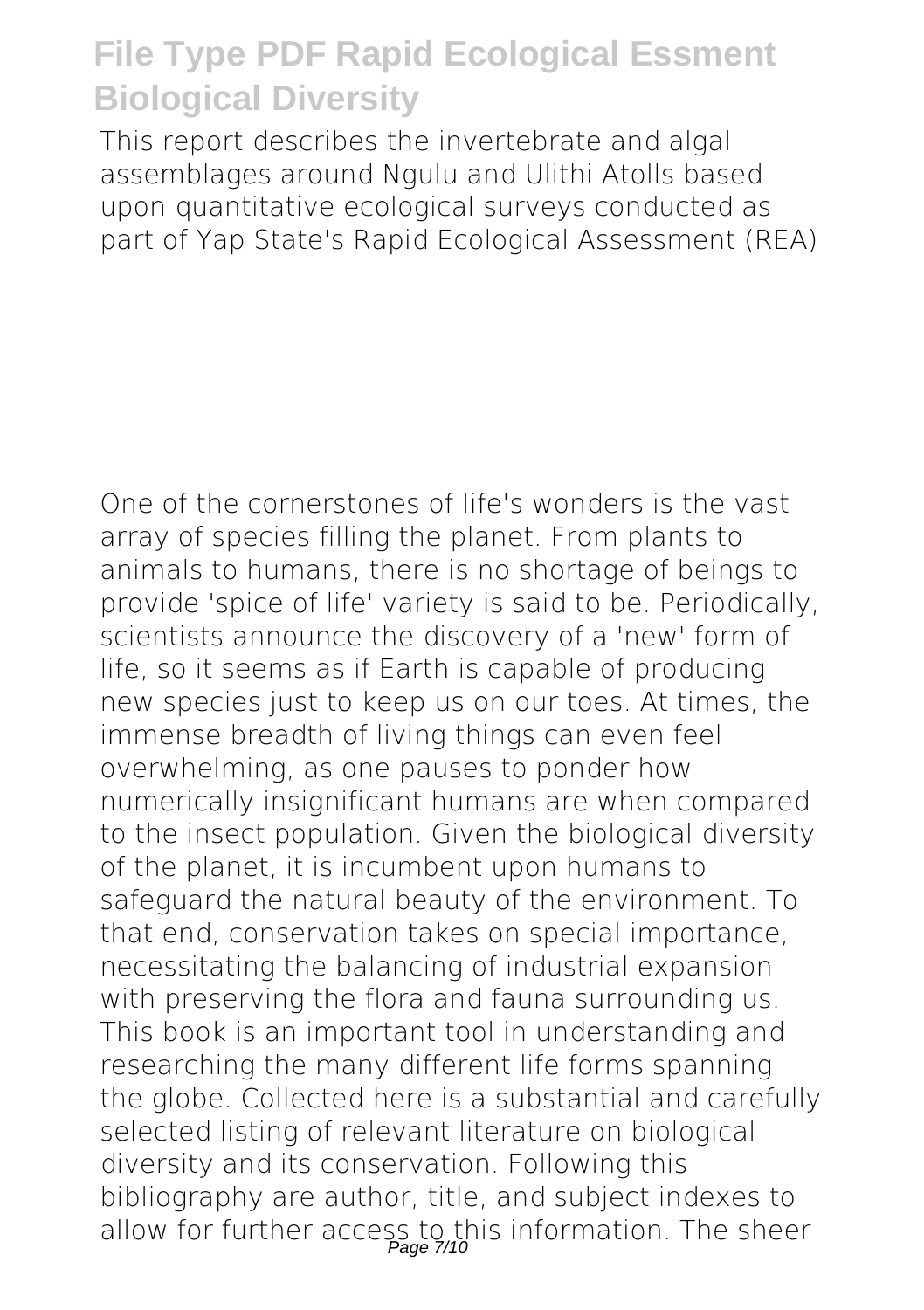This report describes the invertebrate and algal assemblages around Ngulu and Ulithi Atolls based upon quantitative ecological surveys conducted as part of Yap State's Rapid Ecological Assessment (REA)

One of the cornerstones of life's wonders is the vast array of species filling the planet. From plants to animals to humans, there is no shortage of beings to provide 'spice of life' variety is said to be. Periodically, scientists announce the discovery of a 'new' form of life, so it seems as if Earth is capable of producing new species just to keep us on our toes. At times, the immense breadth of living things can even feel overwhelming, as one pauses to ponder how numerically insignificant humans are when compared to the insect population. Given the biological diversity of the planet, it is incumbent upon humans to safeguard the natural beauty of the environment. To that end, conservation takes on special importance, necessitating the balancing of industrial expansion with preserving the flora and fauna surrounding us. This book is an important tool in understanding and researching the many different life forms spanning the globe. Collected here is a substantial and carefully selected listing of relevant literature on biological diversity and its conservation. Following this bibliography are author, title, and subject indexes to allow for further access to this information. The sheer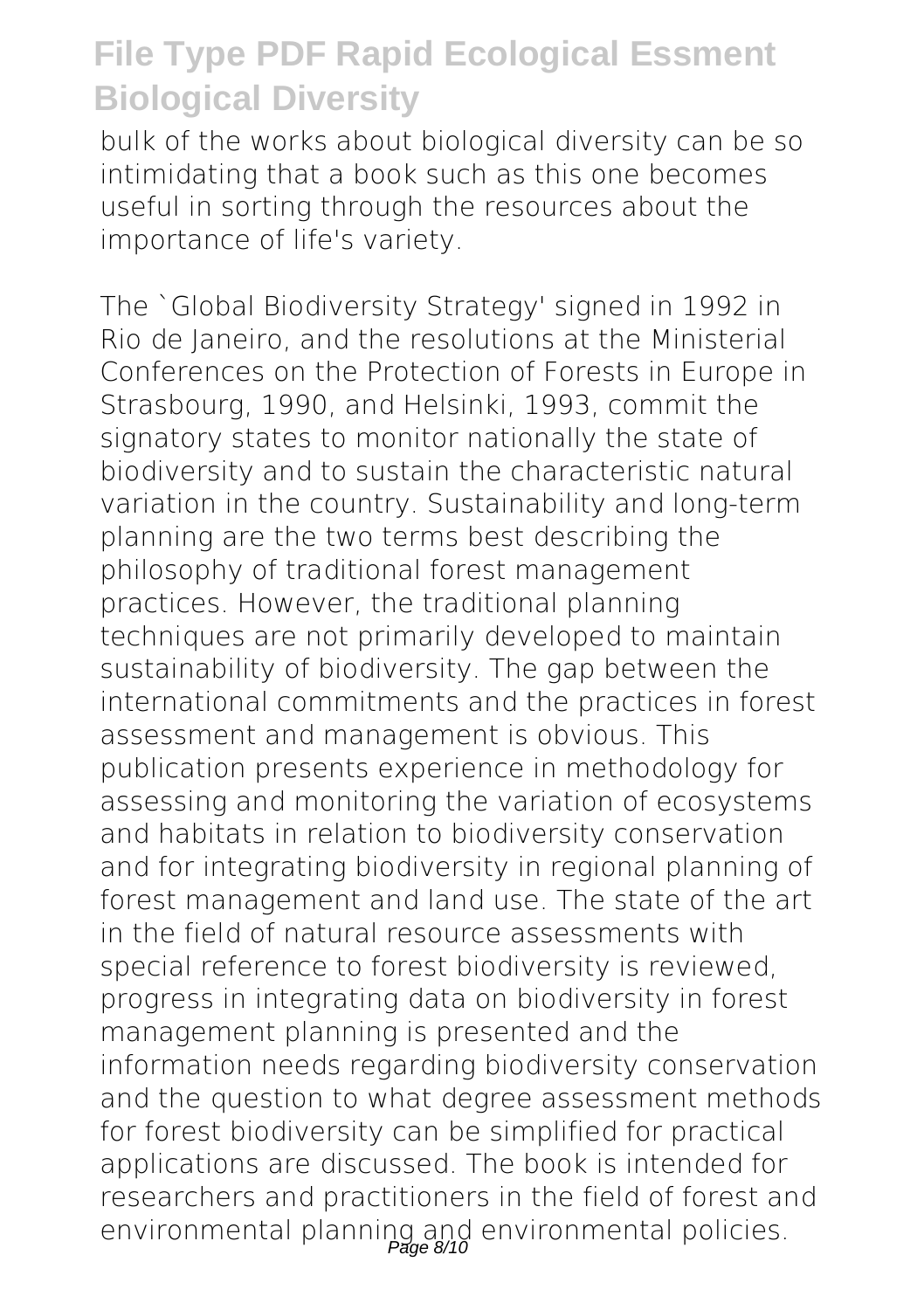bulk of the works about biological diversity can be so intimidating that a book such as this one becomes useful in sorting through the resources about the importance of life's variety.

The `Global Biodiversity Strategy' signed in 1992 in Rio de Janeiro, and the resolutions at the Ministerial Conferences on the Protection of Forests in Europe in Strasbourg, 1990, and Helsinki, 1993, commit the signatory states to monitor nationally the state of biodiversity and to sustain the characteristic natural variation in the country. Sustainability and long-term planning are the two terms best describing the philosophy of traditional forest management practices. However, the traditional planning techniques are not primarily developed to maintain sustainability of biodiversity. The gap between the international commitments and the practices in forest assessment and management is obvious. This publication presents experience in methodology for assessing and monitoring the variation of ecosystems and habitats in relation to biodiversity conservation and for integrating biodiversity in regional planning of forest management and land use. The state of the art in the field of natural resource assessments with special reference to forest biodiversity is reviewed, progress in integrating data on biodiversity in forest management planning is presented and the information needs regarding biodiversity conservation and the question to what degree assessment methods for forest biodiversity can be simplified for practical applications are discussed. The book is intended for researchers and practitioners in the field of forest and environmental planning and environmental policies.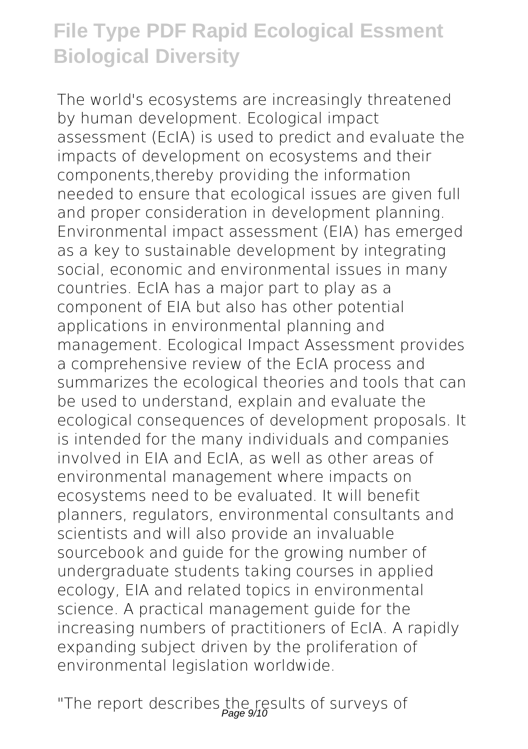The world's ecosystems are increasingly threatened by human development. Ecological impact assessment (EcIA) is used to predict and evaluate the impacts of development on ecosystems and their components,thereby providing the information needed to ensure that ecological issues are given full and proper consideration in development planning. Environmental impact assessment (EIA) has emerged as a key to sustainable development by integrating social, economic and environmental issues in many countries. EcIA has a major part to play as a component of EIA but also has other potential applications in environmental planning and management. Ecological Impact Assessment provides a comprehensive review of the EcIA process and summarizes the ecological theories and tools that can be used to understand, explain and evaluate the ecological consequences of development proposals. It is intended for the many individuals and companies involved in EIA and EcIA, as well as other areas of environmental management where impacts on ecosystems need to be evaluated. It will benefit planners, regulators, environmental consultants and scientists and will also provide an invaluable sourcebook and guide for the growing number of undergraduate students taking courses in applied ecology, EIA and related topics in environmental science. A practical management guide for the increasing numbers of practitioners of EcIA. A rapidly expanding subject driven by the proliferation of environmental legislation worldwide.

"The report describes the results of surveys of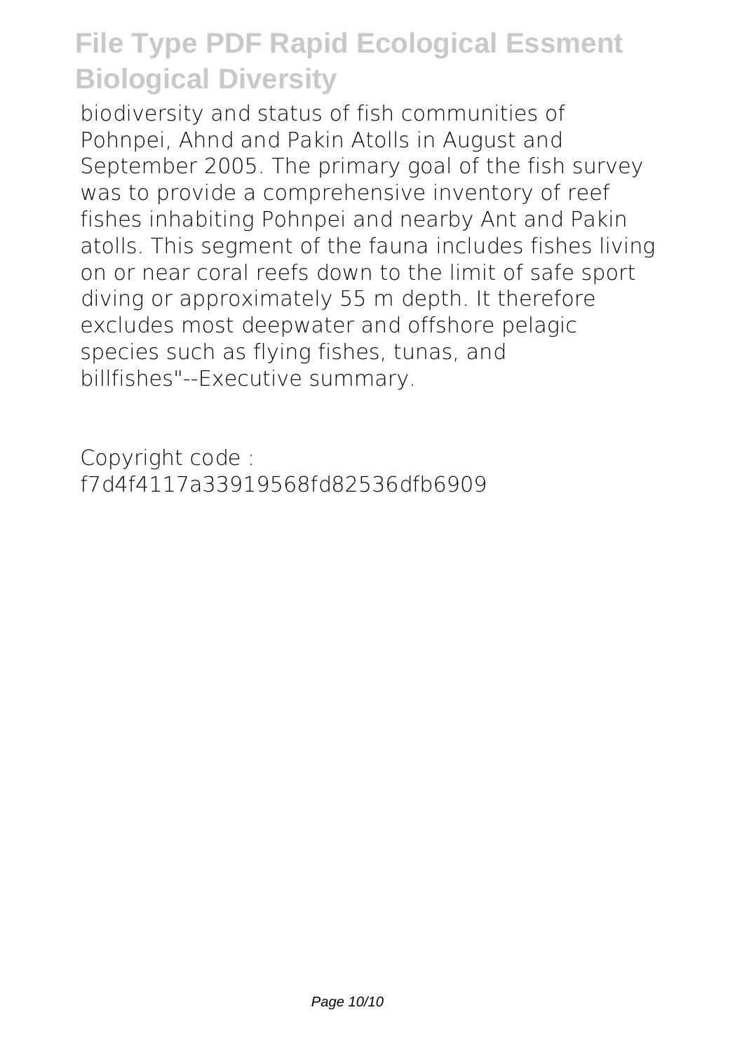biodiversity and status of fish communities of Pohnpei, Ahnd and Pakin Atolls in August and September 2005. The primary goal of the fish survey was to provide a comprehensive inventory of reef fishes inhabiting Pohnpei and nearby Ant and Pakin atolls. This segment of the fauna includes fishes living on or near coral reefs down to the limit of safe sport diving or approximately 55 m depth. It therefore excludes most deepwater and offshore pelagic species such as flying fishes, tunas, and billfishes"--Executive summary.

Copyright code : f7d4f4117a33919568fd82536dfb6909